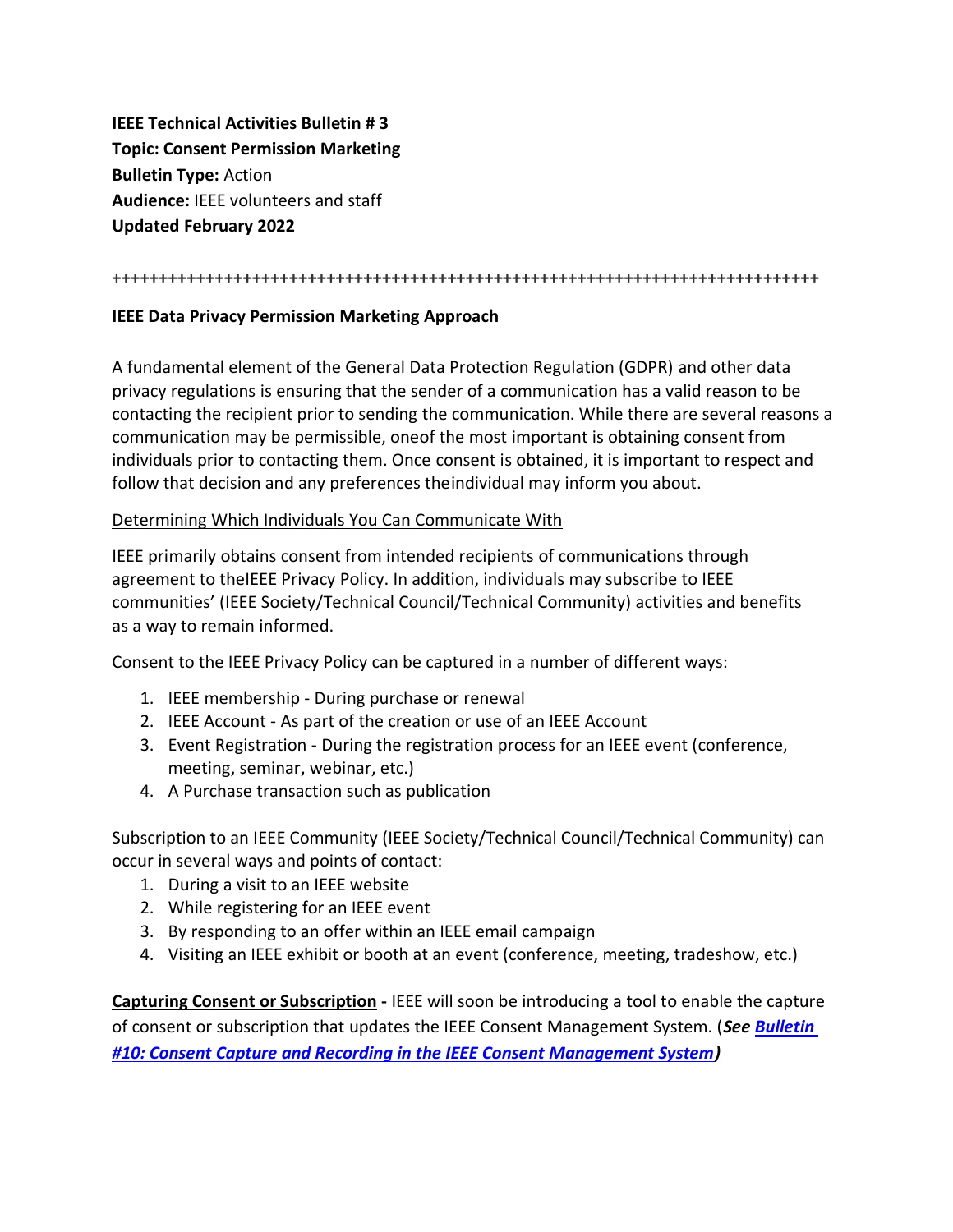**IEEE Technical Activities Bulletin # 3**
**Topic: Consent Permission Marketing**
**Bulletin Type:** Action
**Audience:** IEEE volunteers and staff
**Updated February 2022**

++++++++++++++++++++++++++++++++++++++++++++++++++++++++++++++++++++++++++++

**IEEE Data Privacy Permission Marketing Approach**

A fundamental element of the General Data Protection Regulation (GDPR) and other data privacy regulations is ensuring that the sender of a communication has a valid reason to be contacting the recipient prior to sending the communication. While there are several reasons a communication may be permissible, oneof the most important is obtaining consent from individuals prior to contacting them. Once consent is obtained, it is important to respect and follow that decision and any preferences theindividual may inform you about.

Determining Which Individuals You Can Communicate With

IEEE primarily obtains consent from intended recipients of communications through agreement to theIEEE Privacy Policy. In addition, individuals may subscribe to IEEE communities' (IEEE Society/Technical Council/Technical Community) activities and benefits as a way to remain informed.

Consent to the IEEE Privacy Policy can be captured in a number of different ways:

1. IEEE membership - During purchase or renewal
2. IEEE Account - As part of the creation or use of an IEEE Account
3. Event Registration - During the registration process for an IEEE event (conference, meeting, seminar, webinar, etc.)
4. A Purchase transaction such as publication

Subscription to an IEEE Community (IEEE Society/Technical Council/Technical Community) can occur in several ways and points of contact:

1. During a visit to an IEEE website
2. While registering for an IEEE event
3. By responding to an offer within an IEEE email campaign
4. Visiting an IEEE exhibit or booth at an event (conference, meeting, tradeshow, etc.)

**Capturing Consent or Subscription -** IEEE will soon be introducing a tool to enable the capture of consent or subscription that updates the IEEE Consent Management System. (***See Bulletin #10: Consent Capture and Recording in the IEEE Consent Management System)***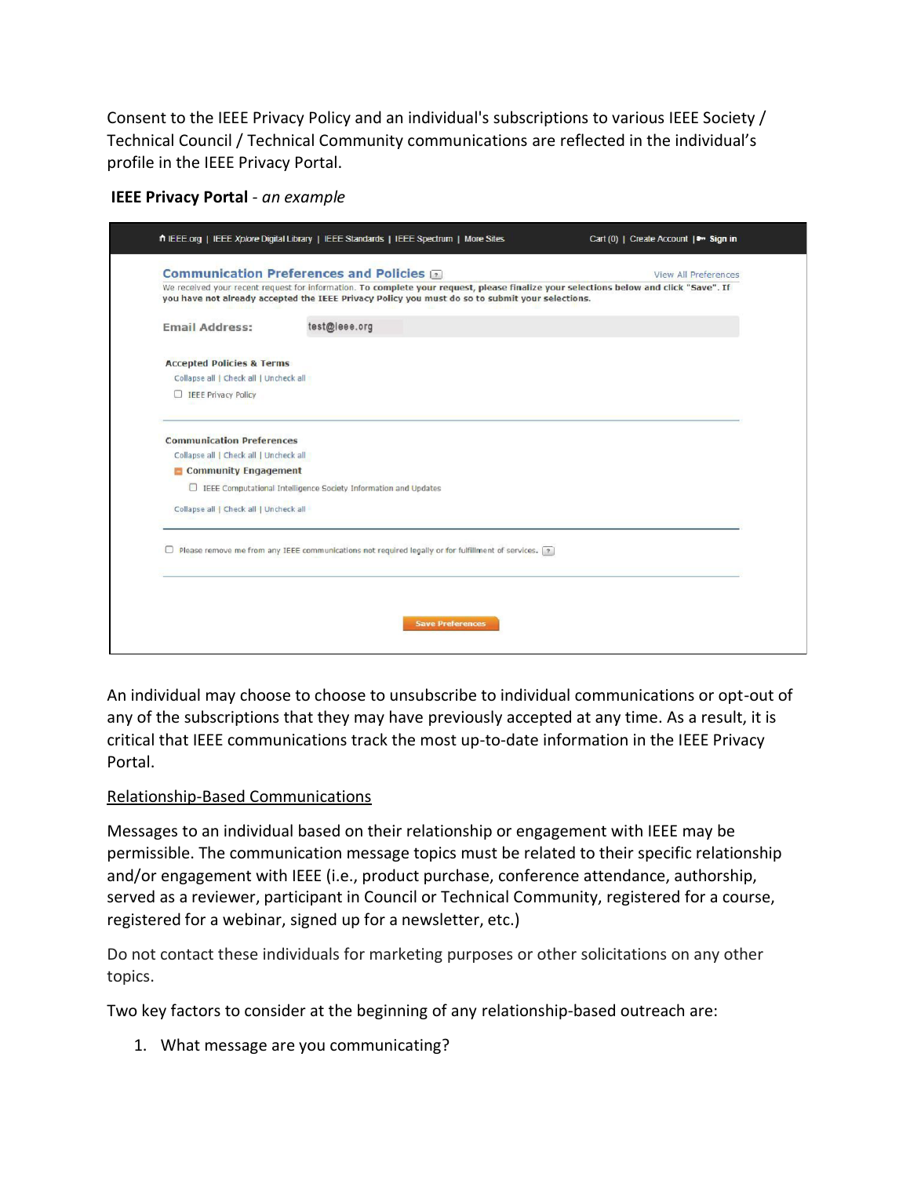Consent to the IEEE Privacy Policy and an individual's subscriptions to various IEEE Society / Technical Council / Technical Community communications are reflected in the individual's profile in the IEEE Privacy Portal.

**IEEE Privacy Portal** - *an example*

IEEE.org | IEEE Xplore Digital Library | IEEE Standards | IEEE Spectrum | More Sites

Cart (0) | Create Account | Sign in

Communication Preferences and Policies

View All Preferences

We received your recent request for information. **To complete your request, please finalize your selections below and click "Save". If you have not already accepted the IEEE Privacy Policy you must do so to submit your selections.**

Email Address: test@ieee.org

Accepted Policies & Terms

Collapse all | Check all | Uncheck all

IEEE Privacy Policy

Communication Preferences

Collapse all | Check all | Uncheck all

Community Engagement

IEEE Computational Intelligence Society Information and Updates

Collapse all | Check all | Uncheck all

Please remove me from any IEEE communications not required legally or for fulfillment of services.

Save Preferences

An individual may choose to choose to unsubscribe to individual communications or opt-out of any of the subscriptions that they may have previously accepted at any time. As a result, it is critical that IEEE communications track the most up-to-date information in the IEEE Privacy Portal.

<u>Relationship-Based Communications</u>

Messages to an individual based on their relationship or engagement with IEEE may be permissible. The communication message topics must be related to their specific relationship and/or engagement with IEEE (i.e., product purchase, conference attendance, authorship, served as a reviewer, participant in Council or Technical Community, registered for a course, registered for a webinar, signed up for a newsletter, etc.)

Do not contact these individuals for marketing purposes or other solicitations on any other topics.

Two key factors to consider at the beginning of any relationship-based outreach are:

1. What message are you communicating?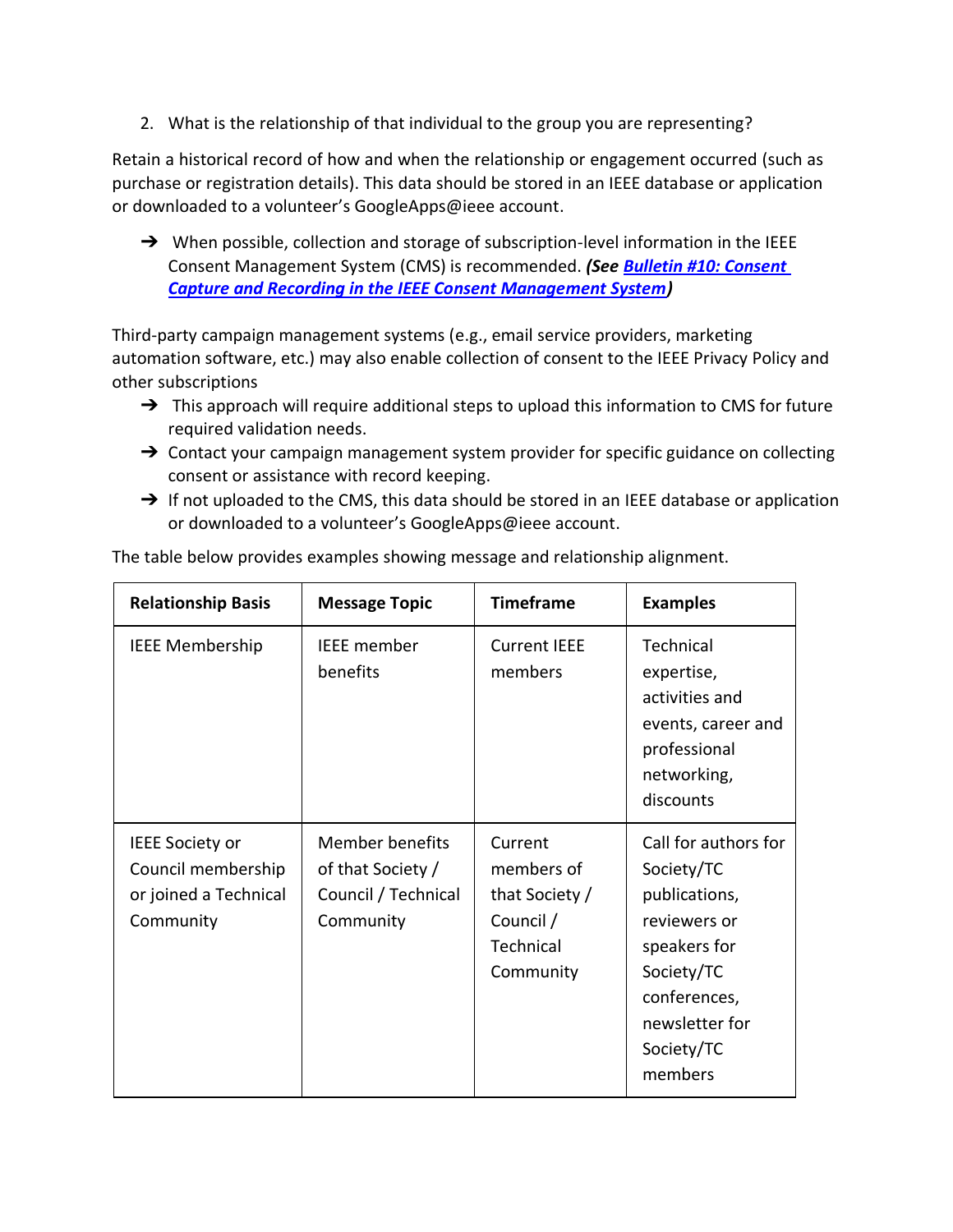2. What is the relationship of that individual to the group you are representing?

Retain a historical record of how and when the relationship or engagement occurred (such as purchase or registration details). This data should be stored in an IEEE database or application or downloaded to a volunteer's GoogleApps@ieee account.

- ➔ When possible, collection and storage of subscription-level information in the IEEE Consent Management System (CMS) is recommended. ***(See [Bulletin #10: Consent Capture and Recording in the IEEE Consent Management System](#))***

Third-party campaign management systems (e.g., email service providers, marketing automation software, etc.) may also enable collection of consent to the IEEE Privacy Policy and other subscriptions

- ➔ This approach will require additional steps to upload this information to CMS for future required validation needs.
- ➔ Contact your campaign management system provider for specific guidance on collecting consent or assistance with record keeping.
- ➔ If not uploaded to the CMS, this data should be stored in an IEEE database or application or downloaded to a volunteer's GoogleApps@ieee account.

The table below provides examples showing message and relationship alignment.

| **Relationship Basis** | **Message Topic** | **Timeframe** | **Examples** |
|---|---|---|---|
| IEEE Membership | IEEE member benefits | Current IEEE members | Technical expertise, activities and events, career and professional networking, discounts |
| IEEE Society or Council membership or joined a Technical Community | Member benefits of that Society / Council / Technical Community | Current members of that Society / Council / Technical Community | Call for authors for Society/TC publications, reviewers or speakers for Society/TC conferences, newsletter for Society/TC members |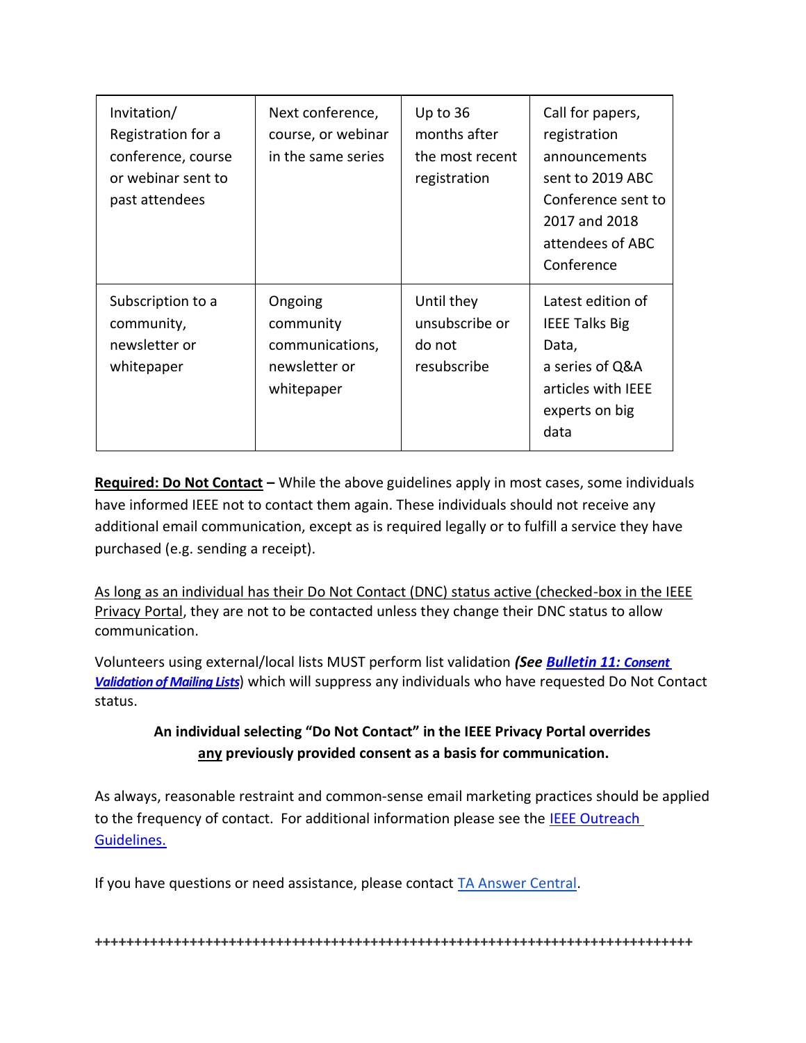| | | | |
|---|---|---|---|
| Invitation/ Registration for a conference, course or webinar sent to past attendees | Next conference, course, or webinar in the same series | Up to 36 months after the most recent registration | Call for papers, registration announcements sent to 2019 ABC Conference sent to 2017 and 2018 attendees of ABC Conference |
| Subscription to a community, newsletter or whitepaper | Ongoing community communications, newsletter or whitepaper | Until they unsubscribe or do not resubscribe | Latest edition of IEEE Talks Big Data, a series of Q&A articles with IEEE experts on big data |

**Required: Do Not Contact –** While the above guidelines apply in most cases, some individuals have informed IEEE not to contact them again. These individuals should not receive any additional email communication, except as is required legally or to fulfill a service they have purchased (e.g. sending a receipt).

As long as an individual has their Do Not Contact (DNC) status active (checked-box in the IEEE Privacy Portal, they are not to be contacted unless they change their DNC status to allow communication.

Volunteers using external/local lists MUST perform list validation ***(See Bulletin 11: Consent Validation of Mailing Lists***) which will suppress any individuals who have requested Do Not Contact status.

**An individual selecting "Do Not Contact" in the IEEE Privacy Portal overrides any previously provided consent as a basis for communication.**

As always, reasonable restraint and common-sense email marketing practices should be applied to the frequency of contact. For additional information please see the IEEE Outreach Guidelines.

If you have questions or need assistance, please contact TA Answer Central.

++++++++++++++++++++++++++++++++++++++++++++++++++++++++++++++++++++++++++++++++